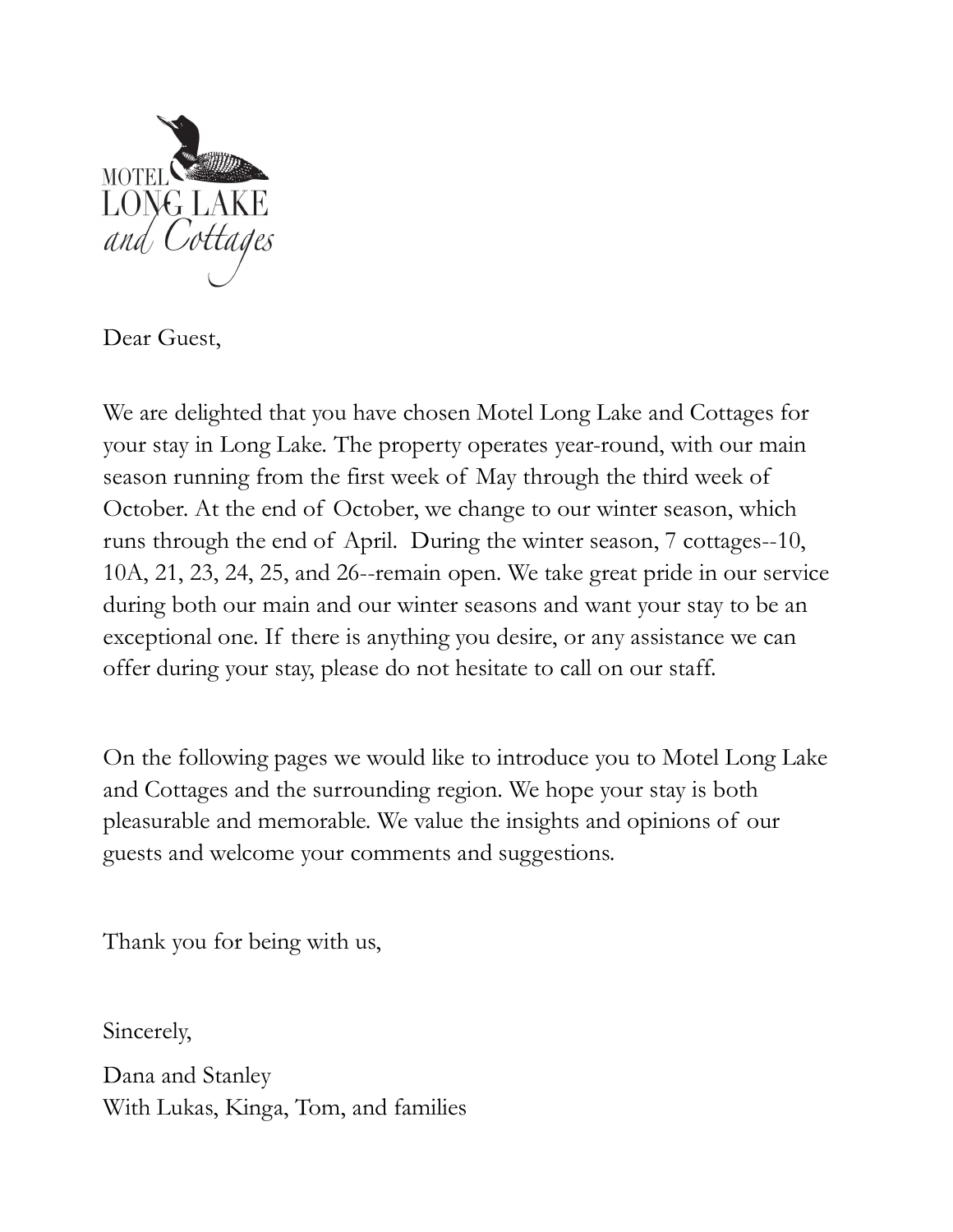MOTEL LONG LAKE *and Cottages*

Dear Guest,

We are delighted that you have chosen Motel Long Lake and Cottages for your stay in Long Lake. The property operates year-round, with our main season running from the first week of May through the third week of October. At the end of October, we change to our winter season, which runs through the end of April. During the winter season, 7 cottages--10, 10A, 21, 23, 24, 25, and 26--remain open. We take great pride in our service during both our main and our winter seasons and want your stay to be an exceptional one. If there is anything you desire, or any assistance we can offer during your stay, please do not hesitate to call on our staff.

On the following pages we would like to introduce you to Motel Long Lake and Cottages and the surrounding region. We hope your stay is both pleasurable and memorable. We value the insights and opinions of our guests and welcome your comments and suggestions.

Thank you for being with us,

Sincerely,

Dana and Stanley
With Lukas, Kinga, Tom, and families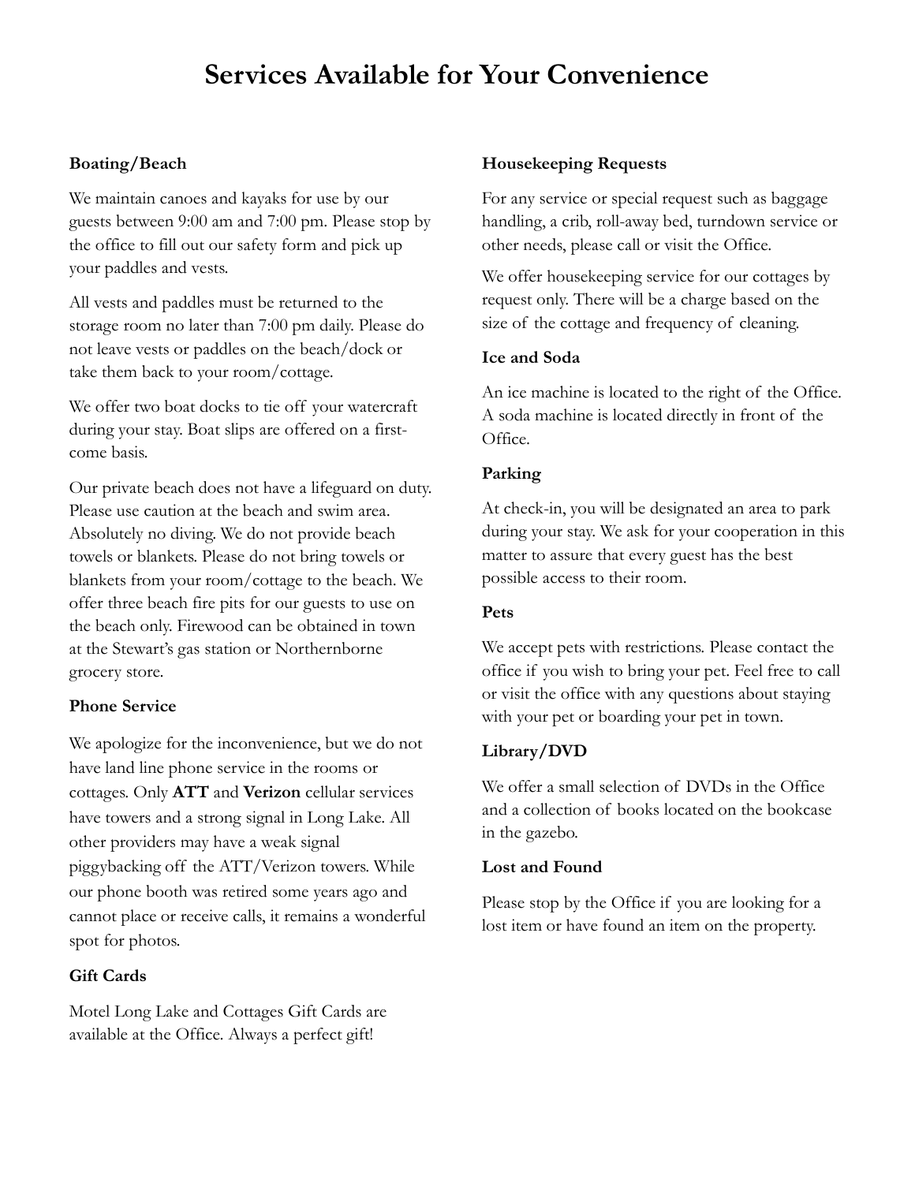# Services Available for Your Convenience

### Boating/Beach

We maintain canoes and kayaks for use by our guests between 9:00 am and 7:00 pm. Please stop by the office to fill out our safety form and pick up your paddles and vests.

All vests and paddles must be returned to the storage room no later than 7:00 pm daily. Please do not leave vests or paddles on the beach/dock or take them back to your room/cottage.

We offer two boat docks to tie off your watercraft during your stay. Boat slips are offered on a first-come basis.

Our private beach does not have a lifeguard on duty. Please use caution at the beach and swim area. Absolutely no diving. We do not provide beach towels or blankets. Please do not bring towels or blankets from your room/cottage to the beach. We offer three beach fire pits for our guests to use on the beach only. Firewood can be obtained in town at the Stewart's gas station or Northernborne grocery store.

### Phone Service

We apologize for the inconvenience, but we do not have land line phone service in the rooms or cottages. Only **ATT** and **Verizon** cellular services have towers and a strong signal in Long Lake. All other providers may have a weak signal piggybacking off the ATT/Verizon towers. While our phone booth was retired some years ago and cannot place or receive calls, it remains a wonderful spot for photos.

### Gift Cards

Motel Long Lake and Cottages Gift Cards are available at the Office. Always a perfect gift!

### Housekeeping Requests

For any service or special request such as baggage handling, a crib, roll-away bed, turndown service or other needs, please call or visit the Office.

We offer housekeeping service for our cottages by request only. There will be a charge based on the size of the cottage and frequency of cleaning.

### Ice and Soda

An ice machine is located to the right of the Office. A soda machine is located directly in front of the Office.

### Parking

At check-in, you will be designated an area to park during your stay. We ask for your cooperation in this matter to assure that every guest has the best possible access to their room.

### Pets

We accept pets with restrictions. Please contact the office if you wish to bring your pet. Feel free to call or visit the office with any questions about staying with your pet or boarding your pet in town.

### Library/DVD

We offer a small selection of DVDs in the Office and a collection of books located on the bookcase in the gazebo.

### Lost and Found

Please stop by the Office if you are looking for a lost item or have found an item on the property.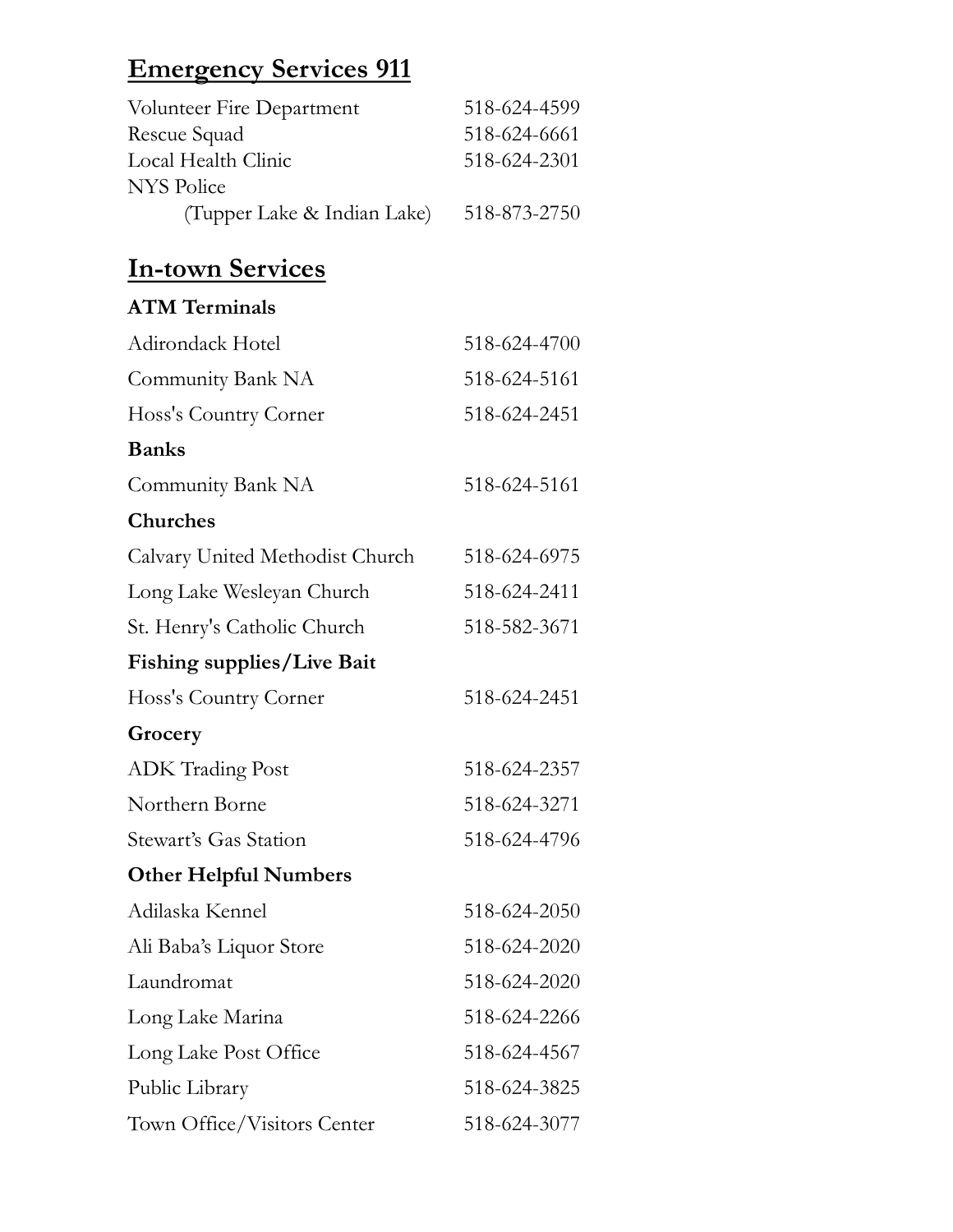## Emergency Services 911

| | |
|---|---|
| Volunteer Fire Department | 518-624-4599 |
| Rescue Squad | 518-624-6661 |
| Local Health Clinic | 518-624-2301 |
| NYS Police | |
| (Tupper Lake & Indian Lake) | 518-873-2750 |

## In-town Services

**ATM Terminals**

| | |
|---|---|
| Adirondack Hotel | 518-624-4700 |
| Community Bank NA | 518-624-5161 |
| Hoss's Country Corner | 518-624-2451 |

**Banks**

| | |
|---|---|
| Community Bank NA | 518-624-5161 |

**Churches**

| | |
|---|---|
| Calvary United Methodist Church | 518-624-6975 |
| Long Lake Wesleyan Church | 518-624-2411 |
| St. Henry's Catholic Church | 518-582-3671 |

**Fishing supplies/Live Bait**

| | |
|---|---|
| Hoss's Country Corner | 518-624-2451 |

**Grocery**

| | |
|---|---|
| ADK Trading Post | 518-624-2357 |
| Northern Borne | 518-624-3271 |
| Stewart's Gas Station | 518-624-4796 |

**Other Helpful Numbers**

| | |
|---|---|
| Adilaska Kennel | 518-624-2050 |
| Ali Baba's Liquor Store | 518-624-2020 |
| Laundromat | 518-624-2020 |
| Long Lake Marina | 518-624-2266 |
| Long Lake Post Office | 518-624-4567 |
| Public Library | 518-624-3825 |
| Town Office/Visitors Center | 518-624-3077 |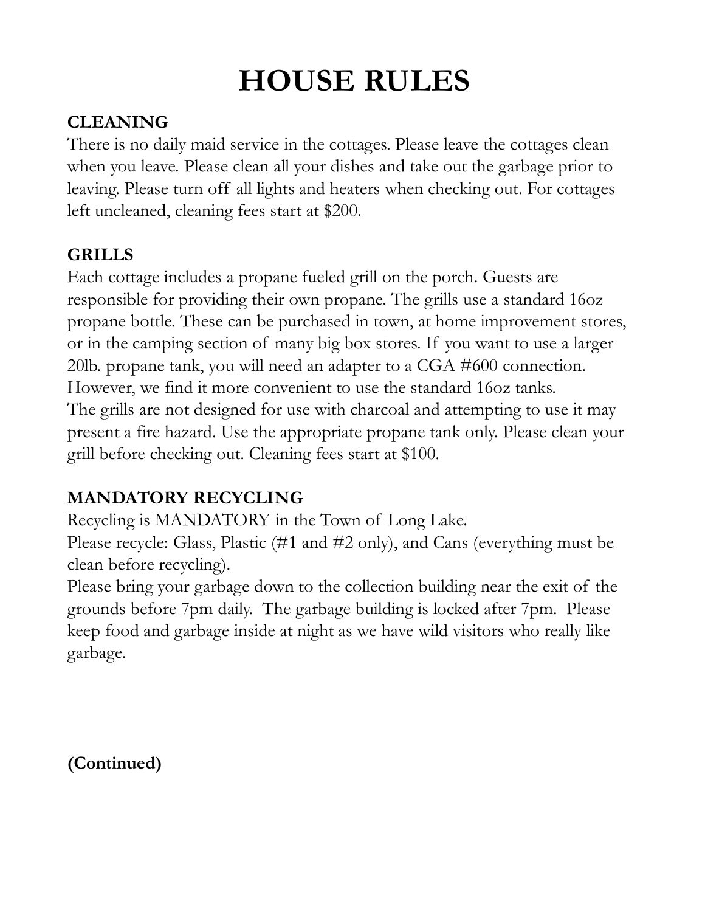# HOUSE RULES

**CLEANING**

There is no daily maid service in the cottages. Please leave the cottages clean when you leave. Please clean all your dishes and take out the garbage prior to leaving. Please turn off all lights and heaters when checking out. For cottages left uncleaned, cleaning fees start at $200.

**GRILLS**

Each cottage includes a propane fueled grill on the porch. Guests are responsible for providing their own propane. The grills use a standard 16oz propane bottle. These can be purchased in town, at home improvement stores, or in the camping section of many big box stores. If you want to use a larger 20lb. propane tank, you will need an adapter to a CGA #600 connection. However, we find it more convenient to use the standard 16oz tanks.
The grills are not designed for use with charcoal and attempting to use it may present a fire hazard. Use the appropriate propane tank only. Please clean your grill before checking out. Cleaning fees start at $100.

**MANDATORY RECYCLING**

Recycling is MANDATORY in the Town of Long Lake.
Please recycle: Glass, Plastic (#1 and #2 only), and Cans (everything must be clean before recycling).
Please bring your garbage down to the collection building near the exit of the grounds before 7pm daily. The garbage building is locked after 7pm. Please keep food and garbage inside at night as we have wild visitors who really like garbage.

**(Continued)**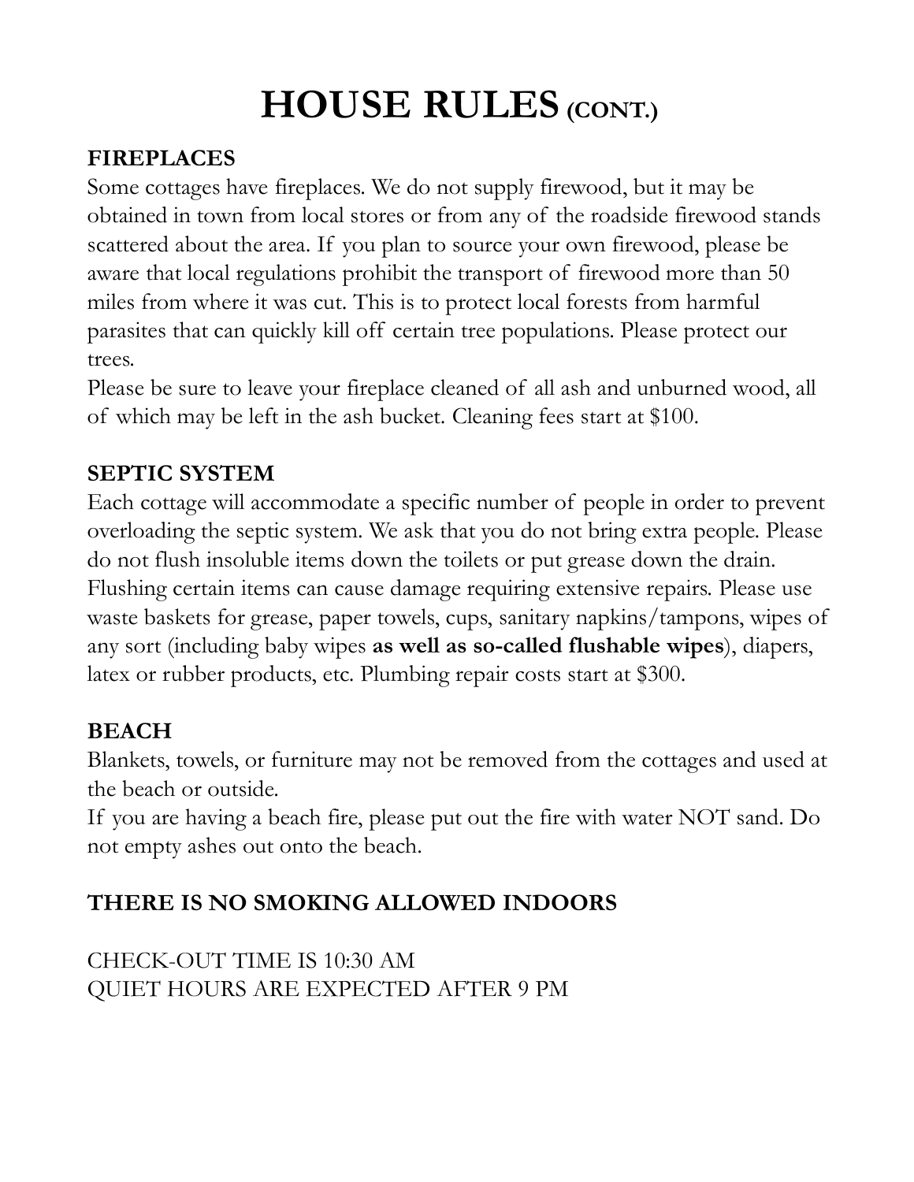# HOUSE RULES (CONT.)

**FIREPLACES**

Some cottages have fireplaces. We do not supply firewood, but it may be obtained in town from local stores or from any of the roadside firewood stands scattered about the area. If you plan to source your own firewood, please be aware that local regulations prohibit the transport of firewood more than 50 miles from where it was cut. This is to protect local forests from harmful parasites that can quickly kill off certain tree populations. Please protect our trees.

Please be sure to leave your fireplace cleaned of all ash and unburned wood, all of which may be left in the ash bucket. Cleaning fees start at $100.

**SEPTIC SYSTEM**

Each cottage will accommodate a specific number of people in order to prevent overloading the septic system. We ask that you do not bring extra people. Please do not flush insoluble items down the toilets or put grease down the drain. Flushing certain items can cause damage requiring extensive repairs. Please use waste baskets for grease, paper towels, cups, sanitary napkins/tampons, wipes of any sort (including baby wipes **as well as so-called flushable wipes**), diapers, latex or rubber products, etc. Plumbing repair costs start at $300.

**BEACH**

Blankets, towels, or furniture may not be removed from the cottages and used at the beach or outside.

If you are having a beach fire, please put out the fire with water NOT sand. Do not empty ashes out onto the beach.

**THERE IS NO SMOKING ALLOWED INDOORS**

CHECK-OUT TIME IS 10:30 AM
QUIET HOURS ARE EXPECTED AFTER 9 PM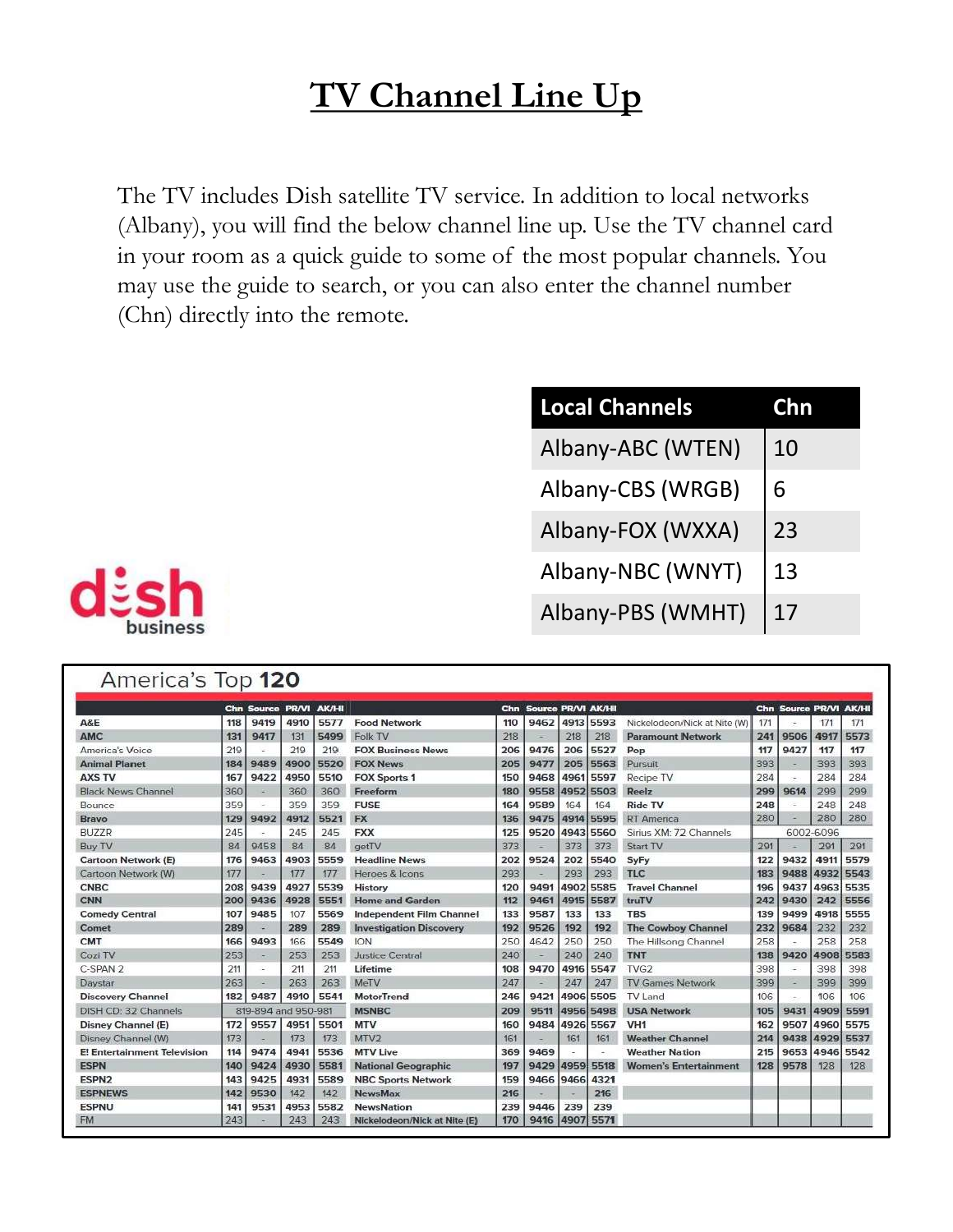# TV Channel Line Up

The TV includes Dish satellite TV service. In addition to local networks (Albany), you will find the below channel line up. Use the TV channel card in your room as a quick guide to some of the most popular channels. You may use the guide to search, or you can also enter the channel number (Chn) directly into the remote.

| Local Channels | Chn |
|---|---|
| Albany-ABC (WTEN) | 10 |
| Albany-CBS (WRGB) | 6 |
| Albany-FOX (WXXA) | 23 |
| Albany-NBC (WNYT) | 13 |
| Albany-PBS (WMHT) | 17 |

dish business

## America's Top 120

| | Chn | Source | PR/VI | AK/HI |
|---|---|---|---|---|
| A&E | 118 | 9419 | 4910 | 5577 |
| AMC | 131 | 9417 | 131 | 5499 |
| America's Voice | 219 | - | 219 | 219 |
| Animal Planet | 184 | 9489 | 4900 | 5520 |
| AXS TV | 167 | 9422 | 4950 | 5510 |
| Black News Channel | 360 | - | 360 | 360 |
| Bounce | 359 | - | 359 | 359 |
| Bravo | 129 | 9492 | 4912 | 5521 |
| BUZZR | 245 | - | 245 | 245 |
| Buy TV | 84 | 9458 | 84 | 84 |
| Cartoon Network (E) | 176 | 9463 | 4903 | 5559 |
| Cartoon Network (W) | 177 | - | 177 | 177 |
| CNBC | 208 | 9439 | 4927 | 5539 |
| CNN | 200 | 9436 | 4928 | 5551 |
| Comedy Central | 107 | 9485 | 107 | 5569 |
| Comet | 289 | - | 289 | 289 |
| CMT | 166 | 9493 | 166 | 5549 |
| Cozi TV | 253 | - | 253 | 253 |
| C-SPAN 2 | 211 | - | 211 | 211 |
| Daystar | 263 | - | 263 | 263 |
| Discovery Channel | 182 | 9487 | 4910 | 5541 |
| DISH CD: 32 Channels | 819-894 and 950-981 | | | |
| Disney Channel (E) | 172 | 9557 | 4951 | 5501 |
| Disney Channel (W) | 173 | - | 173 | 173 |
| E! Entertainment Television | 114 | 9474 | 4941 | 5536 |
| ESPN | 140 | 9424 | 4930 | 5581 |
| ESPN2 | 143 | 9425 | 4931 | 5589 |
| ESPNEWS | 142 | 9530 | 142 | 142 |
| ESPNU | 141 | 9531 | 4953 | 5582 |
| FM | 243 | - | 243 | 243 |
| Food Network | 110 | 9462 | 4913 | 5593 |
| Folk TV | 218 | - | 218 | 218 |
| FOX Business News | 206 | 9476 | 206 | 5527 |
| FOX News | 205 | 9477 | 205 | 5563 |
| FOX Sports 1 | 150 | 9468 | 4961 | 5597 |
| Freeform | 180 | 9558 | 4952 | 5503 |
| FUSE | 164 | 9589 | 164 | 164 |
| FX | 136 | 9475 | 4914 | 5595 |
| FXX | 125 | 9520 | 4943 | 5560 |
| getTV | 373 | - | 373 | 373 |
| Headline News | 202 | 9524 | 202 | 5540 |
| Heroes & Icons | 293 | - | 293 | 293 |
| History | 120 | 9491 | 4902 | 5585 |
| Home and Garden | 112 | 9461 | 4915 | 5587 |
| Independent Film Channel | 133 | 9587 | 133 | 133 |
| Investigation Discovery | 192 | 9526 | 192 | 192 |
| ION | 250 | 4642 | 250 | 250 |
| Justice Central | 240 | - | 240 | 240 |
| Lifetime | 108 | 9470 | 4916 | 5547 |
| MeTV | 247 | - | 247 | 247 |
| MotorTrend | 246 | 9421 | 4906 | 5505 |
| MSNBC | 209 | 9511 | 4956 | 5498 |
| MTV | 160 | 9484 | 4926 | 5567 |
| MTV2 | 161 | - | 161 | 161 |
| MTV Live | 369 | 9469 | - | - |
| National Geographic | 197 | 9429 | 4959 | 5518 |
| NBC Sports Network | 159 | 9466 | 9466 | 4321 |
| NewsMax | 216 | - | - | 216 |
| NewsNation | 239 | 9446 | 239 | 239 |
| Nickelodeon/Nick at Nite (E) | 170 | 9416 | 4907 | 5571 |
| Nickelodeon/Nick at Nite (W) | 171 | - | 171 | 171 |
| Paramount Network | 241 | 9506 | 4917 | 5573 |
| Pop | 117 | 9427 | 117 | 117 |
| Pursuit | 393 | - | 393 | 393 |
| Recipe TV | 284 | - | 284 | 284 |
| Reelz | 299 | 9614 | 299 | 299 |
| Ride TV | 248 | - | 248 | 248 |
| RT America | 280 | - | 280 | 280 |
| Sirius XM: 72 Channels | 6002-6096 | | | |
| Start TV | 291 | - | 291 | 291 |
| SyFy | 122 | 9432 | 4911 | 5579 |
| TLC | 183 | 9488 | 4932 | 5543 |
| Travel Channel | 196 | 9437 | 4963 | 5535 |
| truTV | 242 | 9430 | 242 | 5556 |
| TBS | 139 | 9499 | 4918 | 5555 |
| The Cowboy Channel | 232 | 9684 | 232 | 232 |
| The Hillsong Channel | 258 | - | 258 | 258 |
| TNT | 138 | 9420 | 4908 | 5583 |
| TVG2 | 398 | - | 398 | 398 |
| TV Games Network | 399 | - | 399 | 399 |
| TV Land | 106 | - | 106 | 106 |
| USA Network | 105 | 9431 | 4909 | 5591 |
| VH1 | 162 | 9507 | 4960 | 5575 |
| Weather Channel | 214 | 9438 | 4929 | 5537 |
| Weather Nation | 215 | 9653 | 4946 | 5542 |
| Women's Entertainment | 128 | 9578 | 128 | 128 |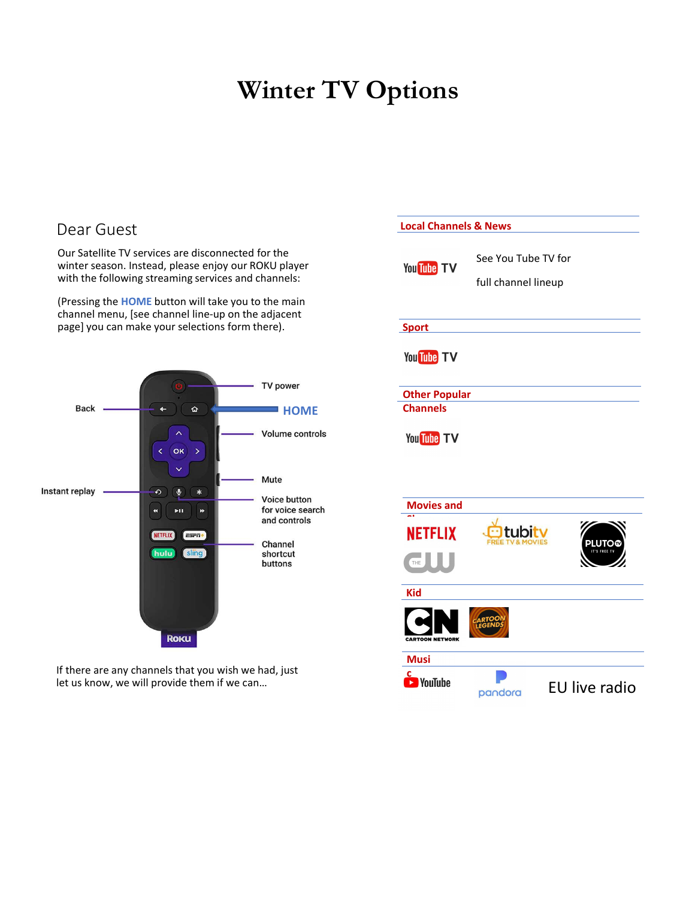# Winter TV Options

## Dear Guest

Our Satellite TV services are disconnected for the winter season. Instead, please enjoy our ROKU player with the following streaming services and channels:

(Pressing the **HOME** button will take you to the main channel menu, [see channel line-up on the adjacent page] you can make your selections form there).

Back

Instant replay

TV power

**HOME**

Volume controls

Mute

Voice button for voice search and controls

Channel shortcut buttons

If there are any channels that you wish we had, just let us know, we will provide them if we can…

**Local Channels & News**

YouTube TV

See You Tube TV for full channel lineup

**Sport**

YouTube TV

**Other Popular Channels**

YouTube TV

**Movies and Shows**

NETFLIX

tubi tv FREE TV & MOVIES

PLUTO TV

THE CW

**Kid**

CARTOON NETWORK

CARTOON LEGENDS

**Music**

YouTube

pandora

EU live radio